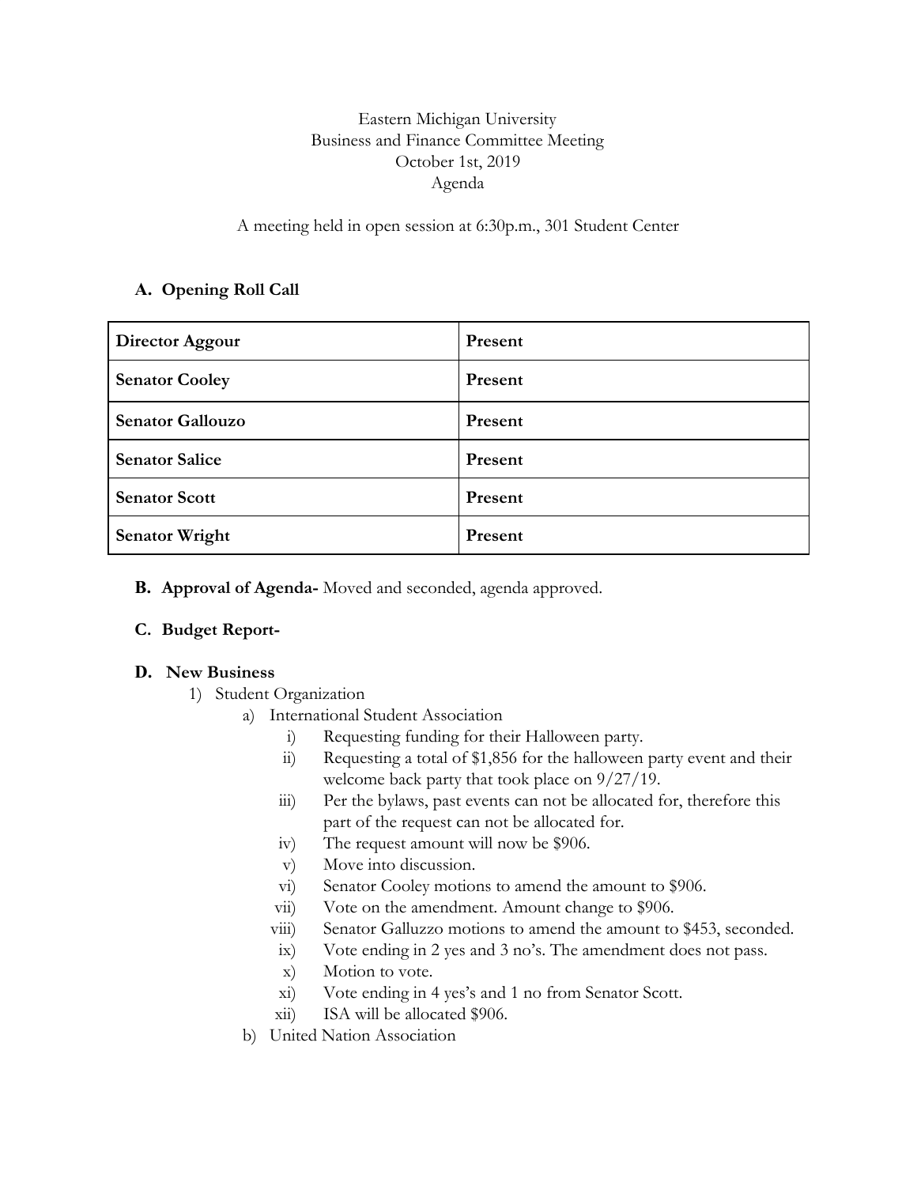Eastern Michigan University
Business and Finance Committee Meeting
October 1st, 2019
Agenda

A meeting held in open session at 6:30p.m., 301 Student Center

## A. Opening Roll Call

| Director Aggour | Present |
|---|---|
| Senator Cooley | Present |
| Senator Gallouzo | Present |
| Senator Salice | Present |
| Senator Scott | Present |
| Senator Wright | Present |

**B. Approval of Agenda-** Moved and seconded, agenda approved.

**C. Budget Report-**

**D. New Business**

1) Student Organization
   a) International Student Association
      i) Requesting funding for their Halloween party.
      ii) Requesting a total of $1,856 for the halloween party event and their welcome back party that took place on 9/27/19.
      iii) Per the bylaws, past events can not be allocated for, therefore this part of the request can not be allocated for.
      iv) The request amount will now be $906.
      v) Move into discussion.
      vi) Senator Cooley motions to amend the amount to $906.
      vii) Vote on the amendment. Amount change to $906.
      viii) Senator Galluzzo motions to amend the amount to $453, seconded.
      ix) Vote ending in 2 yes and 3 no's. The amendment does not pass.
      x) Motion to vote.
      xi) Vote ending in 4 yes's and 1 no from Senator Scott.
      xii) ISA will be allocated $906.
   b) United Nation Association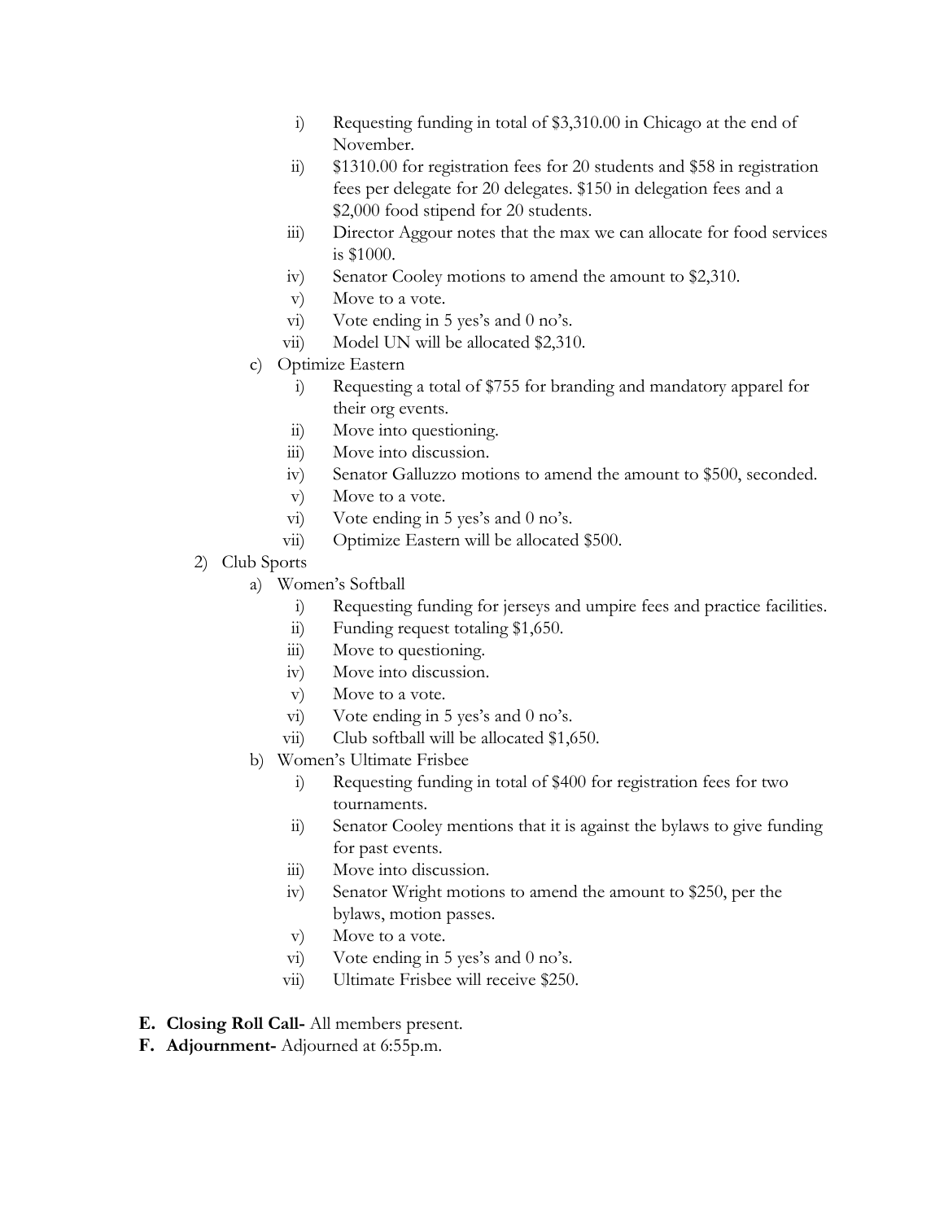- i) Requesting funding in total of $3,310.00 in Chicago at the end of November.
  - ii) $1310.00 for registration fees for 20 students and $58 in registration fees per delegate for 20 delegates. $150 in delegation fees and a $2,000 food stipend for 20 students.
  - iii) Director Aggour notes that the max we can allocate for food services is $1000.
  - iv) Senator Cooley motions to amend the amount to $2,310.
  - v) Move to a vote.
  - vi) Vote ending in 5 yes's and 0 no's.
  - vii) Model UN will be allocated $2,310.
- c) Optimize Eastern
  - i) Requesting a total of $755 for branding and mandatory apparel for their org events.
  - ii) Move into questioning.
  - iii) Move into discussion.
  - iv) Senator Galluzzo motions to amend the amount to $500, seconded.
  - v) Move to a vote.
  - vi) Vote ending in 5 yes's and 0 no's.
  - vii) Optimize Eastern will be allocated $500.

2) Club Sports
   - a) Women's Softball
     - i) Requesting funding for jerseys and umpire fees and practice facilities.
     - ii) Funding request totaling $1,650.
     - iii) Move to questioning.
     - iv) Move into discussion.
     - v) Move to a vote.
     - vi) Vote ending in 5 yes's and 0 no's.
     - vii) Club softball will be allocated $1,650.
   - b) Women's Ultimate Frisbee
     - i) Requesting funding in total of $400 for registration fees for two tournaments.
     - ii) Senator Cooley mentions that it is against the bylaws to give funding for past events.
     - iii) Move into discussion.
     - iv) Senator Wright motions to amend the amount to $250, per the bylaws, motion passes.
     - v) Move to a vote.
     - vi) Vote ending in 5 yes's and 0 no's.
     - vii) Ultimate Frisbee will receive $250.

**E. Closing Roll Call-** All members present.

**F. Adjournment-** Adjourned at 6:55p.m.